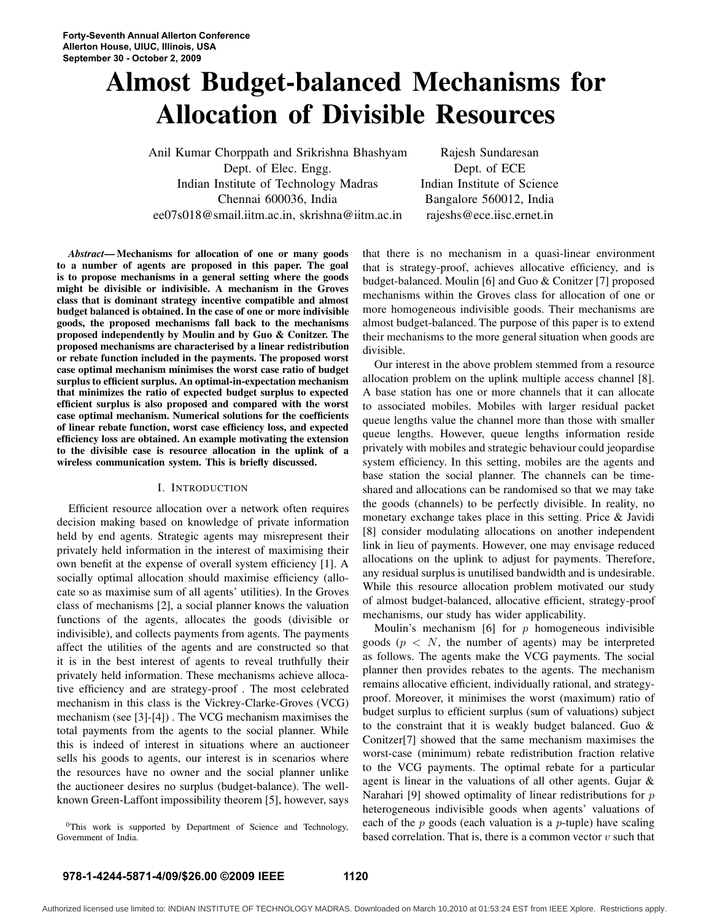# Almost Budget-balanced Mechanisms for Allocation of Divisible Resources

Anil Kumar Chorppath and Srikrishna Bhashyam
Dept. of Elec. Engg.
Indian Institute of Technology Madras
Chennai 600036, India
ee07s018@smail.iitm.ac.in, skrishna@iitm.ac.in

Rajesh Sundaresan
Dept. of ECE
Indian Institute of Science
Bangalore 560012, India
rajeshs@ece.iisc.ernet.in

***Abstract*— Mechanisms for allocation of one or many goods to a number of agents are proposed in this paper. The goal is to propose mechanisms in a general setting where the goods might be divisible or indivisible. A mechanism in the Groves class that is dominant strategy incentive compatible and almost budget balanced is obtained. In the case of one or more indivisible goods, the proposed mechanisms fall back to the mechanisms proposed independently by Moulin and by Guo & Conitzer. The proposed mechanisms are characterised by a linear redistribution or rebate function included in the payments. The proposed worst case optimal mechanism minimises the worst case ratio of budget surplus to efficient surplus. An optimal-in-expectation mechanism that minimizes the ratio of expected budget surplus to expected efficient surplus is also proposed and compared with the worst case optimal mechanism. Numerical solutions for the coefficients of linear rebate function, worst case efficiency loss, and expected efficiency loss are obtained. An example motivating the extension to the divisible case is resource allocation in the uplink of a wireless communication system. This is briefly discussed.**

## I. Introduction

Efficient resource allocation over a network often requires decision making based on knowledge of private information held by end agents. Strategic agents may misrepresent their privately held information in the interest of maximising their own benefit at the expense of overall system efficiency [1]. A socially optimal allocation should maximise efficiency (allocate so as maximise sum of all agents' utilities). In the Groves class of mechanisms [2], a social planner knows the valuation functions of the agents, allocates the goods (divisible or indivisible), and collects payments from agents. The payments affect the utilities of the agents and are constructed so that it is in the best interest of agents to reveal truthfully their privately held information. These mechanisms achieve allocative efficiency and are strategy-proof . The most celebrated mechanism in this class is the Vickrey-Clarke-Groves (VCG) mechanism (see [3]-[4]) . The VCG mechanism maximises the total payments from the agents to the social planner. While this is indeed of interest in situations where an auctioneer sells his goods to agents, our interest is in scenarios where the resources have no owner and the social planner unlike the auctioneer desires no surplus (budget-balance). The well-known Green-Laffont impossibility theorem [5], however, says that there is no mechanism in a quasi-linear environment that is strategy-proof, achieves allocative efficiency, and is budget-balanced. Moulin [6] and Guo & Conitzer [7] proposed mechanisms within the Groves class for allocation of one or more homogeneous indivisible goods. Their mechanisms are almost budget-balanced. The purpose of this paper is to extend their mechanisms to the more general situation when goods are divisible.

Our interest in the above problem stemmed from a resource allocation problem on the uplink multiple access channel [8]. A base station has one or more channels that it can allocate to associated mobiles. Mobiles with larger residual packet queue lengths value the channel more than those with smaller queue lengths. However, queue lengths information reside privately with mobiles and strategic behaviour could jeopardise system efficiency. In this setting, mobiles are the agents and base station the social planner. The channels can be time-shared and allocations can be randomised so that we may take the goods (channels) to be perfectly divisible. In reality, no monetary exchange takes place in this setting. Price & Javidi [8] consider modulating allocations on another independent link in lieu of payments. However, one may envisage reduced allocations on the uplink to adjust for payments. Therefore, any residual surplus is unutilised bandwidth and is undesirable. While this resource allocation problem motivated our study of almost budget-balanced, allocative efficient, strategy-proof mechanisms, our study has wider applicability.

Moulin's mechanism [6] for $p$ homogeneous indivisible goods ($p < N$, the number of agents) may be interpreted as follows. The agents make the VCG payments. The social planner then provides rebates to the agents. The mechanism remains allocative efficient, individually rational, and strategy-proof. Moreover, it minimises the worst (maximum) ratio of budget surplus to efficient surplus (sum of valuations) subject to the constraint that it is weakly budget balanced. Guo & Conitzer[7] showed that the same mechanism maximises the worst-case (minimum) rebate redistribution fraction relative to the VCG payments. The optimal rebate for a particular agent is linear in the valuations of all other agents. Gujar & Narahari [9] showed optimality of linear redistributions for $p$ heterogeneous indivisible goods when agents' valuations of each of the $p$ goods (each valuation is a $p$-tuple) have scaling based correlation. That is, there is a common vector $v$ such that

[0]This work is supported by Department of Science and Technology, Government of India.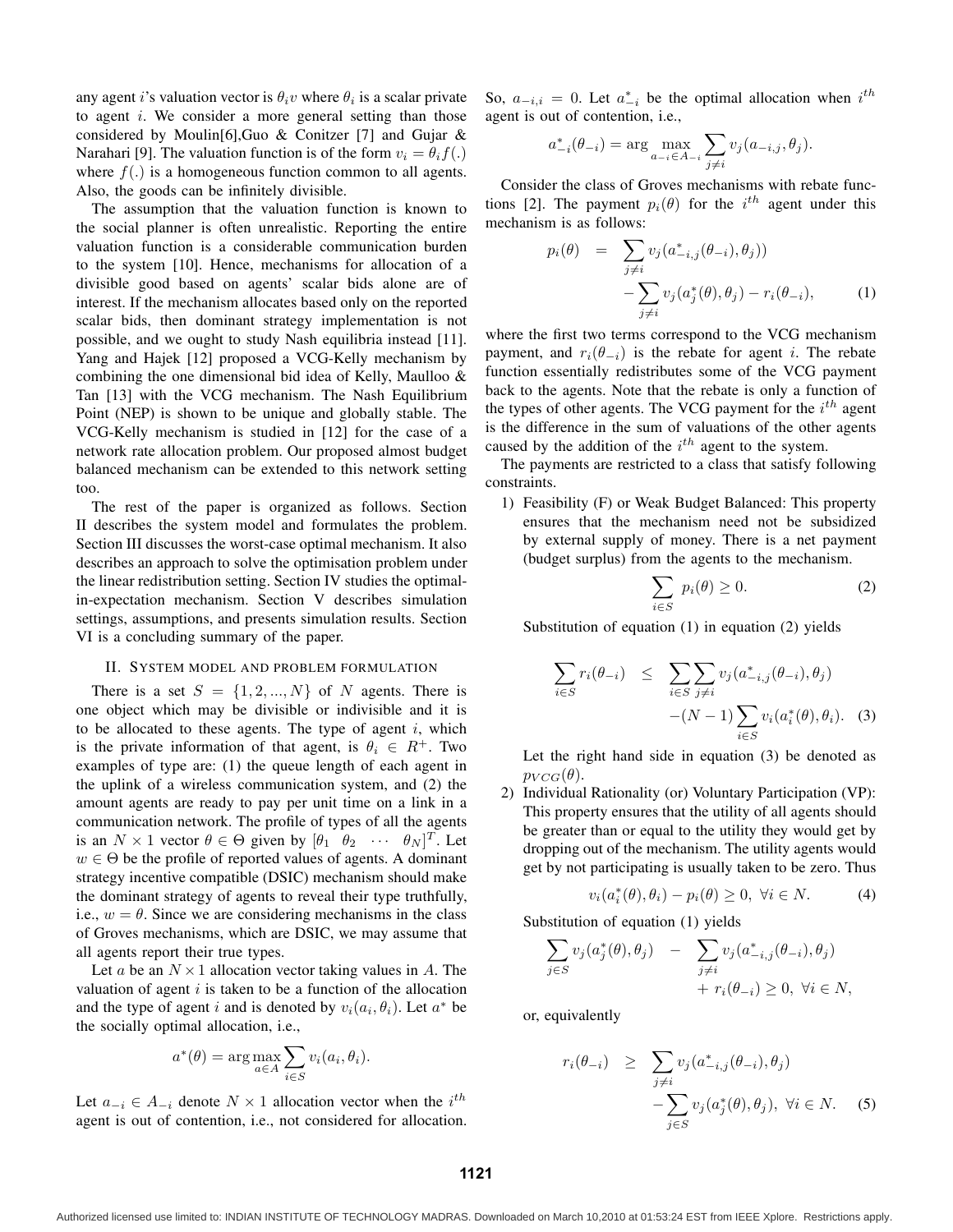any agent $i$'s valuation vector is $\theta_i v$ where $\theta_i$ is a scalar private to agent $i$. We consider a more general setting than those considered by Moulin[6],Guo & Conitzer [7] and Gujar & Narahari [9]. The valuation function is of the form $v_i = \theta_i f(.)$ where $f(.)$ is a homogeneous function common to all agents. Also, the goods can be infinitely divisible.

The assumption that the valuation function is known to the social planner is often unrealistic. Reporting the entire valuation function is a considerable communication burden to the system [10]. Hence, mechanisms for allocation of a divisible good based on agents' scalar bids alone are of interest. If the mechanism allocates based only on the reported scalar bids, then dominant strategy implementation is not possible, and we ought to study Nash equilibria instead [11]. Yang and Hajek [12] proposed a VCG-Kelly mechanism by combining the one dimensional bid idea of Kelly, Maulloo & Tan [13] with the VCG mechanism. The Nash Equilibrium Point (NEP) is shown to be unique and globally stable. The VCG-Kelly mechanism is studied in [12] for the case of a network rate allocation problem. Our proposed almost budget balanced mechanism can be extended to this network setting too.

The rest of the paper is organized as follows. Section II describes the system model and formulates the problem. Section III discusses the worst-case optimal mechanism. It also describes an approach to solve the optimisation problem under the linear redistribution setting. Section IV studies the optimal-in-expectation mechanism. Section V describes simulation settings, assumptions, and presents simulation results. Section VI is a concluding summary of the paper.

## II. System model and problem formulation

There is a set $S = \{1, 2, ..., N\}$ of $N$ agents. There is one object which may be divisible or indivisible and it is to be allocated to these agents. The type of agent $i$, which is the private information of that agent, is $\theta_i \in R^+$. Two examples of type are: (1) the queue length of each agent in the uplink of a wireless communication system, and (2) the amount agents are ready to pay per unit time on a link in a communication network. The profile of types of all the agents is an $N \times 1$ vector $\theta \in \Theta$ given by $[\theta_1 \ \ \theta_2 \ \ \cdots \ \ \theta_N]^T$. Let $w \in \Theta$ be the profile of reported values of agents. A dominant strategy incentive compatible (DSIC) mechanism should make the dominant strategy of agents to reveal their type truthfully, i.e., $w = \theta$. Since we are considering mechanisms in the class of Groves mechanisms, which are DSIC, we may assume that all agents report their true types.

Let $a$ be an $N \times 1$ allocation vector taking values in $A$. The valuation of agent $i$ is taken to be a function of the allocation and the type of agent $i$ and is denoted by $v_i(a_i, \theta_i)$. Let $a^*$ be the socially optimal allocation, i.e.,

$$a^*(\theta) = \arg\max_{a \in A} \sum_{i \in S} v_i(a_i, \theta_i).$$

Let $a_{-i} \in A_{-i}$ denote $N \times 1$ allocation vector when the $i^{th}$ agent is out of contention, i.e., not considered for allocation. So, $a_{-i,i} = 0$. Let $a^*_{-i}$ be the optimal allocation when $i^{th}$ agent is out of contention, i.e.,

$$a^*_{-i}(\theta_{-i}) = \arg\max_{a_{-i} \in A_{-i}} \sum_{j \neq i} v_j(a_{-i,j}, \theta_j).$$

Consider the class of Groves mechanisms with rebate functions [2]. The payment $p_i(\theta)$ for the $i^{th}$ agent under this mechanism is as follows:

$$\begin{aligned} p_i(\theta) &= \sum_{j \neq i} v_j(a^*_{-i,j}(\theta_{-i}), \theta_j)) \\ &\quad - \sum_{j \neq i} v_j(a^*_j(\theta), \theta_j) - r_i(\theta_{-i}), \end{aligned} \tag{1}$$

where the first two terms correspond to the VCG mechanism payment, and $r_i(\theta_{-i})$ is the rebate for agent $i$. The rebate function essentially redistributes some of the VCG payment back to the agents. Note that the rebate is only a function of the types of other agents. The VCG payment for the $i^{th}$ agent is the difference in the sum of valuations of the other agents caused by the addition of the $i^{th}$ agent to the system.

The payments are restricted to a class that satisfy following constraints.

1) Feasibility (F) or Weak Budget Balanced: This property ensures that the mechanism need not be subsidized by external supply of money. There is a net payment (budget surplus) from the agents to the mechanism.

$$\sum_{i \in S} p_i(\theta) \geq 0. \tag{2}$$

Substitution of equation (1) in equation (2) yields

$$\begin{aligned} \sum_{i \in S} r_i(\theta_{-i}) &\leq \sum_{i \in S} \sum_{j \neq i} v_j(a^*_{-i,j}(\theta_{-i}), \theta_j) \\ &\quad -(N-1) \sum_{i \in S} v_i(a^*_i(\theta), \theta_i). \end{aligned} \tag{3}$$

Let the right hand side in equation (3) be denoted as $p_{VCG}(\theta)$.

2) Individual Rationality (or) Voluntary Participation (VP): This property ensures that the utility of all agents should be greater than or equal to the utility they would get by dropping out of the mechanism. The utility agents would get by not participating is usually taken to be zero. Thus

$$v_i(a^*_i(\theta), \theta_i) - p_i(\theta) \geq 0, \ \forall i \in N. \tag{4}$$

Substitution of equation (1) yields

$$\begin{aligned} \sum_{j \in S} v_j(a^*_j(\theta), \theta_j) &- \sum_{j \neq i} v_j(a^*_{-i,j}(\theta_{-i}), \theta_j) \\ &+ r_i(\theta_{-i}) \geq 0, \ \forall i \in N, \end{aligned}$$

or, equivalently

$$\begin{aligned} r_i(\theta_{-i}) &\geq \sum_{j \neq i} v_j(a^*_{-i,j}(\theta_{-i}), \theta_j) \\ &\quad - \sum_{j \in S} v_j(a^*_j(\theta), \theta_j), \ \forall i \in N. \end{aligned} \tag{5}$$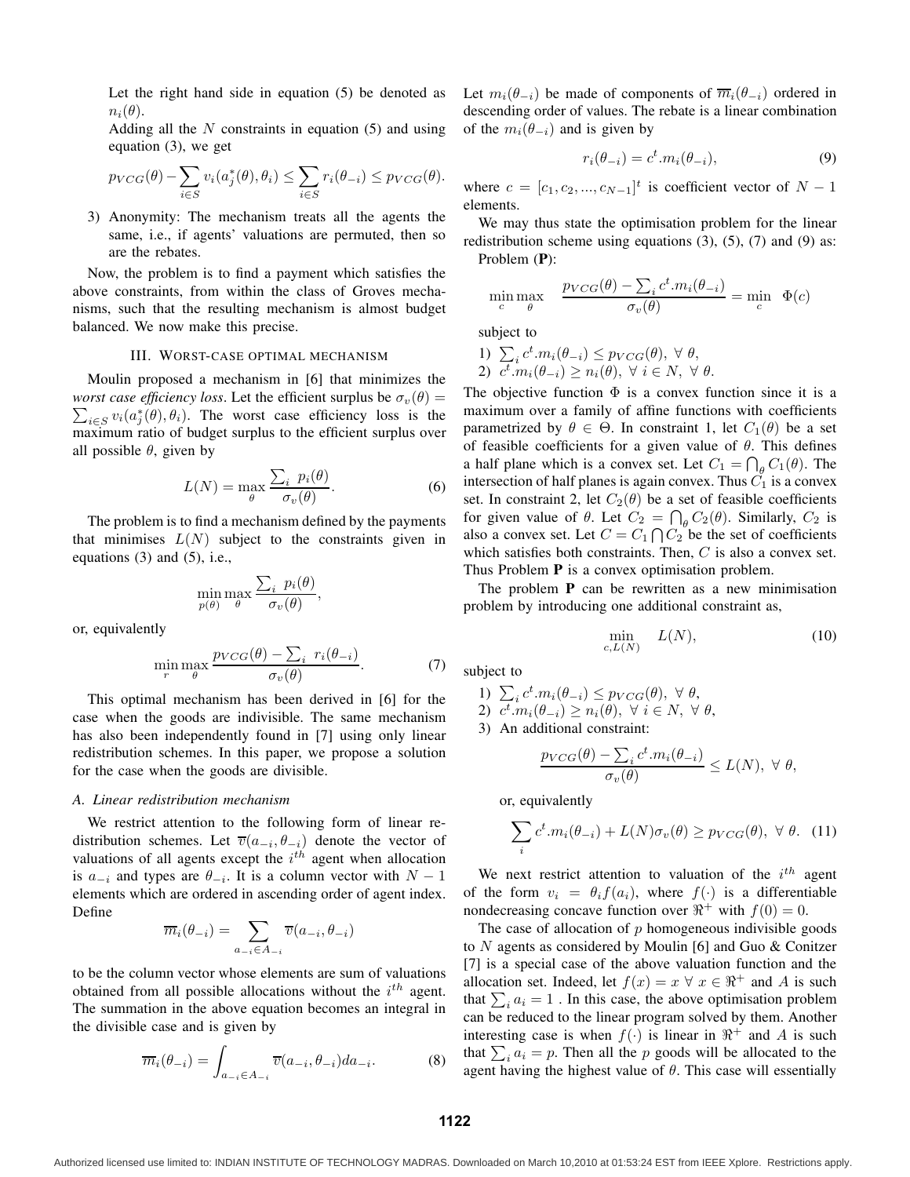Let the right hand side in equation (5) be denoted as $n_i(\theta)$.

Adding all the $N$ constraints in equation (5) and using equation (3), we get

$$p_{VCG}(\theta) - \sum_{i \in S} v_i(a_j^*(\theta), \theta_i) \leq \sum_{i \in S} r_i(\theta_{-i}) \leq p_{VCG}(\theta).$$

3) Anonymity: The mechanism treats all the agents the same, i.e., if agents' valuations are permuted, then so are the rebates.

Now, the problem is to find a payment which satisfies the above constraints, from within the class of Groves mechanisms, such that the resulting mechanism is almost budget balanced. We now make this precise.

## III. Worst-case optimal mechanism

Moulin proposed a mechanism in [6] that minimizes the *worst case efficiency loss*. Let the efficient surplus be $\sigma_v(\theta) = \sum_{i \in S} v_i(a_j^*(\theta), \theta_i)$. The worst case efficiency loss is the maximum ratio of budget surplus to the efficient surplus over all possible $\theta$, given by

$$L(N) = \max_{\theta} \frac{\sum_i p_i(\theta)}{\sigma_v(\theta)}. \quad (6)$$

The problem is to find a mechanism defined by the payments that minimises $L(N)$ subject to the constraints given in equations (3) and (5), i.e.,

$$\min_{p(\theta)} \max_{\theta} \frac{\sum_i p_i(\theta)}{\sigma_v(\theta)},$$

or, equivalently

$$\min_{r} \max_{\theta} \frac{p_{VCG}(\theta) - \sum_i r_i(\theta_{-i})}{\sigma_v(\theta)}. \quad (7)$$

This optimal mechanism has been derived in [6] for the case when the goods are indivisible. The same mechanism has also been independently found in [7] using only linear redistribution schemes. In this paper, we propose a solution for the case when the goods are divisible.

### A. Linear redistribution mechanism

We restrict attention to the following form of linear redistribution schemes. Let $\overline{v}(a_{-i}, \theta_{-i})$ denote the vector of valuations of all agents except the $i^{th}$ agent when allocation is $a_{-i}$ and types are $\theta_{-i}$. It is a column vector with $N-1$ elements which are ordered in ascending order of agent index. Define

$$\overline{m}_i(\theta_{-i}) = \sum_{a_{-i} \in A_{-i}} \overline{v}(a_{-i}, \theta_{-i})$$

to be the column vector whose elements are sum of valuations obtained from all possible allocations without the $i^{th}$ agent. The summation in the above equation becomes an integral in the divisible case and is given by

$$\overline{m}_i(\theta_{-i}) = \int_{a_{-i} \in A_{-i}} \overline{v}(a_{-i}, \theta_{-i}) da_{-i}. \quad (8)$$

Let $m_i(\theta_{-i})$ be made of components of $\overline{m}_i(\theta_{-i})$ ordered in descending order of values. The rebate is a linear combination of the $m_i(\theta_{-i})$ and is given by

$$r_i(\theta_{-i}) = c^t . m_i(\theta_{-i}), \quad (9)$$

where $c = [c_1, c_2, ..., c_{N-1}]^t$ is coefficient vector of $N-1$ elements.

We may thus state the optimisation problem for the linear redistribution scheme using equations (3), (5), (7) and (9) as:

Problem (**P**):

$$\min_{c} \max_{\theta} \quad \frac{p_{VCG}(\theta) - \sum_i c^t . m_i(\theta_{-i})}{\sigma_v(\theta)} = \min_{c} \quad \Phi(c)$$

subject to

1) $\sum_i c^t . m_i(\theta_{-i}) \leq p_{VCG}(\theta), \ \forall \ \theta,$
2) $c^t . m_i(\theta_{-i}) \geq n_i(\theta), \ \forall \ i \in N, \ \forall \ \theta.$

The objective function $\Phi$ is a convex function since it is a maximum over a family of affine functions with coefficients parametrized by $\theta \in \Theta$. In constraint 1, let $C_1(\theta)$ be a set of feasible coefficients for a given value of $\theta$. This defines a half plane which is a convex set. Let $C_1 = \bigcap_\theta C_1(\theta)$. The intersection of half planes is again convex. Thus $C_1$ is a convex set. In constraint 2, let $C_2(\theta)$ be a set of feasible coefficients for given value of $\theta$. Let $C_2 = \bigcap_\theta C_2(\theta)$. Similarly, $C_2$ is also a convex set. Let $C = C_1 \bigcap C_2$ be the set of coefficients which satisfies both constraints. Then, $C$ is also a convex set. Thus Problem **P** is a convex optimisation problem.

The problem **P** can be rewritten as a new minimisation problem by introducing one additional constraint as,

$$\min_{c, L(N)} \quad L(N), \quad (10)$$

subject to

1) $\sum_i c^t . m_i(\theta_{-i}) \leq p_{VCG}(\theta), \ \forall \ \theta,$
2) $c^t . m_i(\theta_{-i}) \geq n_i(\theta), \ \forall \ i \in N, \ \forall \ \theta,$
3) An additional constraint:

$$\frac{p_{VCG}(\theta) - \sum_i c^t . m_i(\theta_{-i})}{\sigma_v(\theta)} \leq L(N), \ \forall \ \theta,$$

or, equivalently

$$\sum_i c^t . m_i(\theta_{-i}) + L(N)\sigma_v(\theta) \geq p_{VCG}(\theta), \ \forall \ \theta. \quad (11)$$

We next restrict attention to valuation of the $i^{th}$ agent of the form $v_i = \theta_i f(a_i)$, where $f(\cdot)$ is a differentiable nondecreasing concave function over $\Re^+$ with $f(0) = 0$.

The case of allocation of $p$ homogeneous indivisible goods to $N$ agents as considered by Moulin [6] and Guo & Conitzer [7] is a special case of the above valuation function and the allocation set. Indeed, let $f(x) = x \ \forall \ x \in \Re^+$ and $A$ is such that $\sum_i a_i = 1$ . In this case, the above optimisation problem can be reduced to the linear program solved by them. Another interesting case is when $f(\cdot)$ is linear in $\Re^+$ and $A$ is such that $\sum_i a_i = p$. Then all the $p$ goods will be allocated to the agent having the highest value of $\theta$. This case will essentially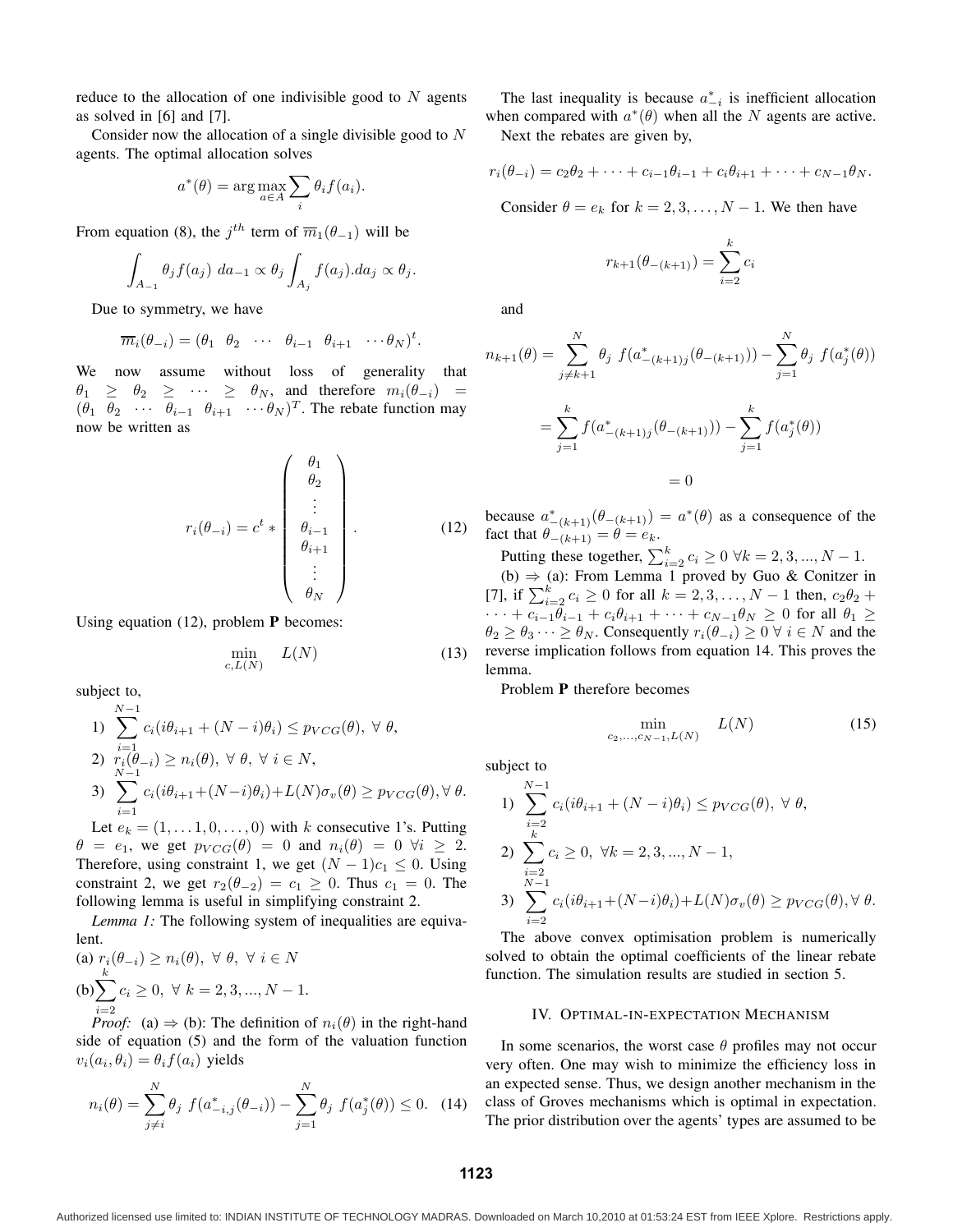reduce to the allocation of one indivisible good to $N$ agents as solved in [6] and [7].

Consider now the allocation of a single divisible good to $N$ agents. The optimal allocation solves

$$a^*(\theta) = \arg\max_{a \in A} \sum_i \theta_i f(a_i).$$

From equation (8), the $j^{th}$ term of $\overline{m}_1(\theta_{-1})$ will be

$$\int_{A_{-1}} \theta_j f(a_j) \; da_{-1} \propto \theta_j \int_{A_j} f(a_j).da_j \propto \theta_j.$$

Due to symmetry, we have

$$\overline{m}_i(\theta_{-i}) = (\theta_1 \;\; \theta_2 \;\; \cdots \;\; \theta_{i-1} \;\; \theta_{i+1} \;\; \cdots \theta_N)^t.$$

We now assume without loss of generality that $\theta_1 \geq \theta_2 \geq \cdots \geq \theta_N$, and therefore $m_i(\theta_{-i}) = (\theta_1 \;\; \theta_2 \;\; \cdots \;\; \theta_{i-1} \;\; \theta_{i+1} \;\; \cdots \theta_N)^T$. The rebate function may now be written as

$$r_i(\theta_{-i}) = c^t * \begin{pmatrix} \theta_1 \\ \theta_2 \\ \vdots \\ \theta_{i-1} \\ \theta_{i+1} \\ \vdots \\ \theta_N \end{pmatrix}. \tag{12}$$

Using equation (12), problem **P** becomes:

$$\min_{c, L(N)} \quad L(N) \tag{13}$$

subject to,

1) $\sum_{i=1}^{N-1} c_i(i\theta_{i+1} + (N-i)\theta_i) \leq p_{VCG}(\theta), \; \forall \; \theta,$
2) $r_i(\theta_{-i}) \geq n_i(\theta), \; \forall \; \theta, \; \forall \; i \in N,$
3) $\sum_{i=1}^{N-1} c_i(i\theta_{i+1}+(N-i)\theta_i)+L(N)\sigma_v(\theta) \geq p_{VCG}(\theta), \forall \; \theta.$

Let $e_k = (1, \ldots 1, 0, \ldots, 0)$ with $k$ consecutive 1's. Putting $\theta = e_1$, we get $p_{VCG}(\theta) = 0$ and $n_i(\theta) = 0 \; \forall i \geq 2$. Therefore, using constraint 1, we get $(N-1)c_1 \leq 0$. Using constraint 2, we get $r_2(\theta_{-2}) = c_1 \geq 0$. Thus $c_1 = 0$. The following lemma is useful in simplifying constraint 2.

*Lemma 1:* The following system of inequalities are equivalent.

(a) $r_i(\theta_{-i}) \geq n_i(\theta), \; \forall \; \theta, \; \forall \; i \in N$

(b) $\sum_{i=2}^{k} c_i \geq 0, \; \forall \; k = 2, 3, ..., N-1.$

*Proof:* (a) $\Rightarrow$ (b): The definition of $n_i(\theta)$ in the right-hand side of equation (5) and the form of the valuation function $v_i(a_i, \theta_i) = \theta_i f(a_i)$ yields

$$n_i(\theta) = \sum_{j \neq i}^{N} \theta_j \; f(a^*_{-i,j}(\theta_{-i})) - \sum_{j=1}^{N} \theta_j \; f(a^*_j(\theta)) \leq 0. \tag{14}$$

The last inequality is because $a^*_{-i}$ is inefficient allocation when compared with $a^*(\theta)$ when all the $N$ agents are active.

Next the rebates are given by,

$$r_i(\theta_{-i}) = c_2\theta_2 + \cdots + c_{i-1}\theta_{i-1} + c_i\theta_{i+1} + \cdots + c_{N-1}\theta_N.$$

Consider $\theta = e_k$ for $k = 2, 3, \ldots, N-1$. We then have

$$r_{k+1}(\theta_{-(k+1)}) = \sum_{i=2}^{k} c_i$$

and

$$n_{k+1}(\theta) = \sum_{j \neq k+1}^{N} \theta_j \; f(a^*_{-(k+1)j}(\theta_{-(k+1)})) - \sum_{j=1}^{N} \theta_j \; f(a^*_j(\theta))$$

$$= \sum_{j=1}^{k} f(a^*_{-(k+1)j}(\theta_{-(k+1)})) - \sum_{j=1}^{k} f(a^*_j(\theta))$$

$$= 0$$

because $a^*_{-(k+1)}(\theta_{-(k+1)}) = a^*(\theta)$ as a consequence of the fact that $\theta_{-(k+1)} = \theta = e_k$.

Putting these together, $\sum_{i=2}^{k} c_i \geq 0 \; \forall k = 2, 3, ..., N-1$.

(b) $\Rightarrow$ (a): From Lemma 1 proved by Guo & Conitzer in [7], if $\sum_{i=2}^{k} c_i \geq 0$ for all $k = 2, 3, \ldots, N-1$ then, $c_2\theta_2 + \cdots + c_{i-1}\theta_{i-1} + c_i\theta_{i+1} + \cdots + c_{N-1}\theta_N \geq 0$ for all $\theta_1 \geq \theta_2 \geq \theta_3 \cdots \geq \theta_N$. Consequently $r_i(\theta_{-i}) \geq 0 \; \forall \; i \in N$ and the reverse implication follows from equation 14. This proves the lemma.

Problem **P** therefore becomes

$$\min_{c_2, \ldots, c_{N-1}, L(N)} \quad L(N) \tag{15}$$

subject to

1) $\sum_{i=2}^{N-1} c_i(i\theta_{i+1} + (N-i)\theta_i) \leq p_{VCG}(\theta), \; \forall \; \theta,$
2) $\sum_{i=2}^{k} c_i \geq 0, \; \forall k = 2, 3, ..., N-1,$
3) $\sum_{i=2}^{N-1} c_i(i\theta_{i+1}+(N-i)\theta_i)+L(N)\sigma_v(\theta) \geq p_{VCG}(\theta), \forall \; \theta.$

The above convex optimisation problem is numerically solved to obtain the optimal coefficients of the linear rebate function. The simulation results are studied in section 5.

## IV. Optimal-in-Expectation Mechanism

In some scenarios, the worst case $\theta$ profiles may not occur very often. One may wish to minimize the efficiency loss in an expected sense. Thus, we design another mechanism in the class of Groves mechanisms which is optimal in expectation. The prior distribution over the agents' types are assumed to be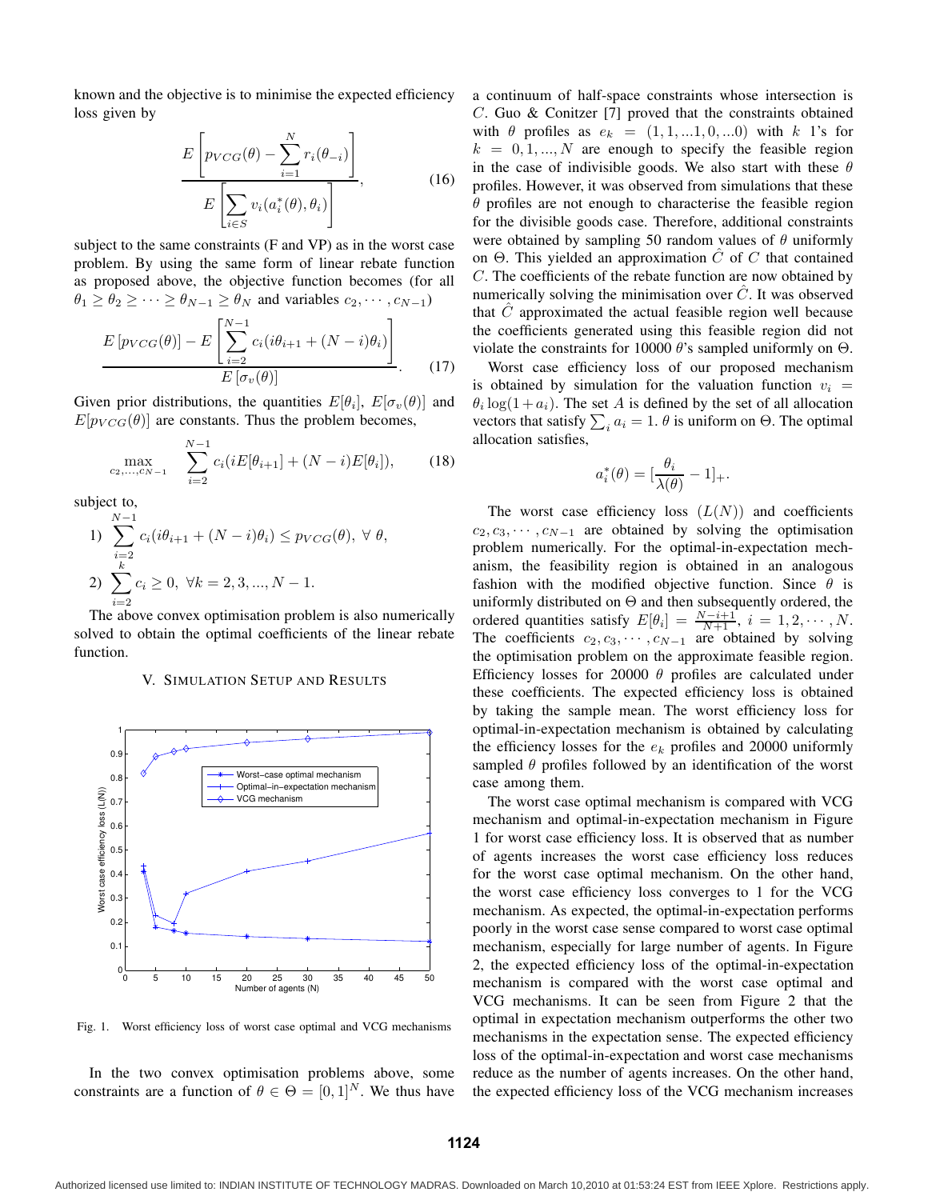known and the objective is to minimise the expected efficiency loss given by

$$\frac{E\left[p_{VCG}(\theta) - \sum_{i=1}^{N} r_i(\theta_{-i})\right]}{E\left[\sum_{i\in S} v_i(a_i^*(\theta), \theta_i)\right]}, \tag{16}$$

subject to the same constraints (F and VP) as in the worst case problem. By using the same form of linear rebate function as proposed above, the objective function becomes (for all $\theta_1 \geq \theta_2 \geq \cdots \geq \theta_{N-1} \geq \theta_N$ and variables $c_2, \cdots, c_{N-1}$)

$$\frac{E\left[p_{VCG}(\theta)\right] - E\left[\sum_{i=2}^{N-1} c_i(i\theta_{i+1} + (N-i)\theta_i)\right]}{E\left[\sigma_v(\theta)\right]}. \tag{17}$$

Given prior distributions, the quantities $E[\theta_i]$, $E[\sigma_v(\theta)]$ and $E[p_{VCG}(\theta)]$ are constants. Thus the problem becomes,

$$\max_{c_2,\ldots,c_{N-1}} \quad \sum_{i=2}^{N-1} c_i(iE[\theta_{i+1}] + (N-i)E[\theta_i]), \tag{18}$$

subject to,

1) $\sum_{i=2}^{N-1} c_i(i\theta_{i+1} + (N-i)\theta_i) \leq p_{VCG}(\theta), \ \forall\ \theta,$

2) $\sum_{i=2}^{k} c_i \geq 0, \ \forall k = 2, 3, \ldots, N-1.$

The above convex optimisation problem is also numerically solved to obtain the optimal coefficients of the linear rebate function.

## V. Simulation Setup and Results

Fig. 1. Worst efficiency loss of worst case optimal and VCG mechanisms

In the two convex optimisation problems above, some constraints are a function of $\theta \in \Theta = [0,1]^N$. We thus have a continuum of half-space constraints whose intersection is $C$. Guo & Conitzer [7] proved that the constraints obtained with $\theta$ profiles as $e_k = (1, 1, \ldots 1, 0, \ldots 0)$ with $k$ 1's for $k = 0, 1, \ldots, N$ are enough to specify the feasible region in the case of indivisible goods. We also start with these $\theta$ profiles. However, it was observed from simulations that these $\theta$ profiles are not enough to characterise the feasible region for the divisible goods case. Therefore, additional constraints were obtained by sampling 50 random values of $\theta$ uniformly on $\Theta$. This yielded an approximation $\hat{C}$ of $C$ that contained $C$. The coefficients of the rebate function are now obtained by numerically solving the minimisation over $\hat{C}$. It was observed that $\hat{C}$ approximated the actual feasible region well because the coefficients generated using this feasible region did not violate the constraints for 10000 $\theta$'s sampled uniformly on $\Theta$.

Worst case efficiency loss of our proposed mechanism is obtained by simulation for the valuation function $v_i = \theta_i \log(1 + a_i)$. The set $A$ is defined by the set of all allocation vectors that satisfy $\sum_i a_i = 1$. $\theta$ is uniform on $\Theta$. The optimal allocation satisfies,

$$a_i^*(\theta) = [\frac{\theta_i}{\lambda(\theta)} - 1]_+.$$

The worst case efficiency loss $(L(N))$ and coefficients $c_2, c_3, \cdots, c_{N-1}$ are obtained by solving the optimisation problem numerically. For the optimal-in-expectation mechanism, the feasibility region is obtained in an analogous fashion with the modified objective function. Since $\theta$ is uniformly distributed on $\Theta$ and then subsequently ordered, the ordered quantities satisfy $E[\theta_i] = \frac{N-i+1}{N+1}$, $i = 1, 2, \cdots, N$. The coefficients $c_2, c_3, \cdots, c_{N-1}$ are obtained by solving the optimisation problem on the approximate feasible region. Efficiency losses for 20000 $\theta$ profiles are calculated under these coefficients. The expected efficiency loss is obtained by taking the sample mean. The worst efficiency loss for optimal-in-expectation mechanism is obtained by calculating the efficiency losses for the $e_k$ profiles and 20000 uniformly sampled $\theta$ profiles followed by an identification of the worst case among them.

The worst case optimal mechanism is compared with VCG mechanism and optimal-in-expectation mechanism in Figure 1 for worst case efficiency loss. It is observed that as number of agents increases the worst case efficiency loss reduces for the worst case optimal mechanism. On the other hand, the worst case efficiency loss converges to 1 for the VCG mechanism. As expected, the optimal-in-expectation performs poorly in the worst case sense compared to worst case optimal mechanism, especially for large number of agents. In Figure 2, the expected efficiency loss of the optimal-in-expectation mechanism is compared with the worst case optimal and VCG mechanisms. It can be seen from Figure 2 that the optimal in expectation mechanism outperforms the other two mechanisms in the expectation sense. The expected efficiency loss of the optimal-in-expectation and worst case mechanisms reduce as the number of agents increases. On the other hand, the expected efficiency loss of the VCG mechanism increases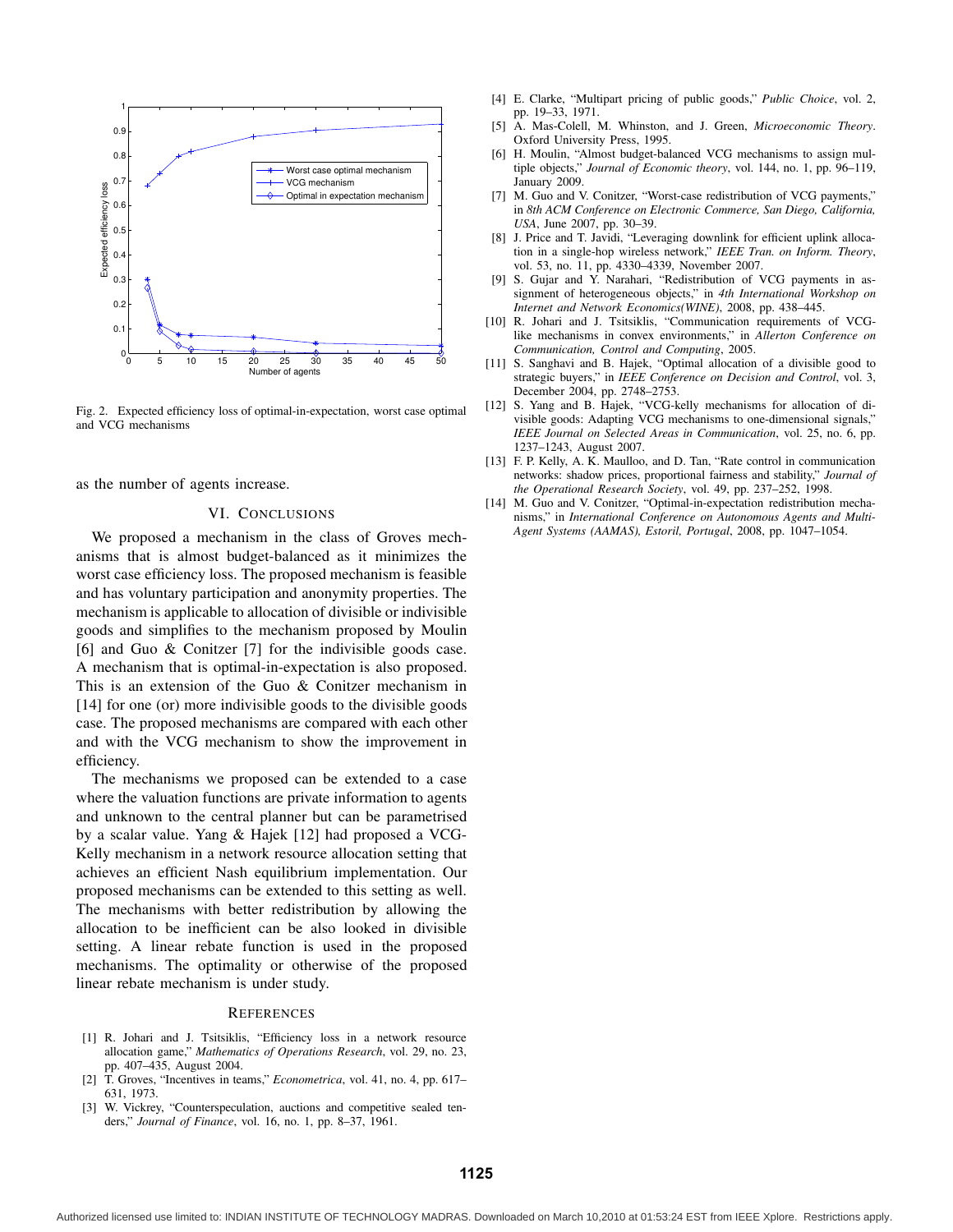1

0.9

0.8

0.7

0.6

0.5

0.4

0.3

0.2

0.1

0

0 5 10 15 20 25 30 35 40 45 50

Expected efficiency loss

Number of agents

Worst case optimal mechanism

VCG mechanism

Optimal in expectation mechanism

Fig. 2. Expected efficiency loss of optimal-in-expectation, worst case optimal and VCG mechanisms

as the number of agents increase.

## VI. Conclusions

We proposed a mechanism in the class of Groves mechanisms that is almost budget-balanced as it minimizes the worst case efficiency loss. The proposed mechanism is feasible and has voluntary participation and anonymity properties. The mechanism is applicable to allocation of divisible or indivisible goods and simplifies to the mechanism proposed by Moulin [6] and Guo & Conitzer [7] for the indivisible goods case. A mechanism that is optimal-in-expectation is also proposed. This is an extension of the Guo & Conitzer mechanism in [14] for one (or) more indivisible goods to the divisible goods case. The proposed mechanisms are compared with each other and with the VCG mechanism to show the improvement in efficiency.

The mechanisms we proposed can be extended to a case where the valuation functions are private information to agents and unknown to the central planner but can be parametrised by a scalar value. Yang & Hajek [12] had proposed a VCG-Kelly mechanism in a network resource allocation setting that achieves an efficient Nash equilibrium implementation. Our proposed mechanisms can be extended to this setting as well. The mechanisms with better redistribution by allowing the allocation to be inefficient can be also looked in divisible setting. A linear rebate function is used in the proposed mechanisms. The optimality or otherwise of the proposed linear rebate mechanism is under study.

## References

[1] R. Johari and J. Tsitsiklis, "Efficiency loss in a network resource allocation game," *Mathematics of Operations Research*, vol. 29, no. 23, pp. 407–435, August 2004.

[2] T. Groves, "Incentives in teams," *Econometrica*, vol. 41, no. 4, pp. 617–631, 1973.

[3] W. Vickrey, "Counterspeculation, auctions and competitive sealed tenders," *Journal of Finance*, vol. 16, no. 1, pp. 8–37, 1961.

[4] E. Clarke, "Multipart pricing of public goods," *Public Choice*, vol. 2, pp. 19–33, 1971.

[5] A. Mas-Colell, M. Whinston, and J. Green, *Microeconomic Theory*. Oxford University Press, 1995.

[6] H. Moulin, "Almost budget-balanced VCG mechanisms to assign multiple objects," *Journal of Economic theory*, vol. 144, no. 1, pp. 96–119, January 2009.

[7] M. Guo and V. Conitzer, "Worst-case redistribution of VCG payments," in *8th ACM Conference on Electronic Commerce, San Diego, California, USA*, June 2007, pp. 30–39.

[8] J. Price and T. Javidi, "Leveraging downlink for efficient uplink allocation in a single-hop wireless network," *IEEE Tran. on Inform. Theory*, vol. 53, no. 11, pp. 4330–4339, November 2007.

[9] S. Gujar and Y. Narahari, "Redistribution of VCG payments in assignment of heterogeneous objects," in *4th International Workshop on Internet and Network Economics(WINE)*, 2008, pp. 438–445.

[10] R. Johari and J. Tsitsiklis, "Communication requirements of VCG-like mechanisms in convex environments," in *Allerton Conference on Communication, Control and Computing*, 2005.

[11] S. Sanghavi and B. Hajek, "Optimal allocation of a divisible good to strategic buyers," in *IEEE Conference on Decision and Control*, vol. 3, December 2004, pp. 2748–2753.

[12] S. Yang and B. Hajek, "VCG-kelly mechanisms for allocation of divisible goods: Adapting VCG mechanisms to one-dimensional signals," *IEEE Journal on Selected Areas in Communication*, vol. 25, no. 6, pp. 1237–1243, August 2007.

[13] F. P. Kelly, A. K. Maulloo, and D. Tan, "Rate control in communication networks: shadow prices, proportional fairness and stability," *Journal of the Operational Research Society*, vol. 49, pp. 237–252, 1998.

[14] M. Guo and V. Conitzer, "Optimal-in-expectation redistribution mechanisms," in *International Conference on Autonomous Agents and Multi-Agent Systems (AAMAS), Estoril, Portugal*, 2008, pp. 1047–1054.